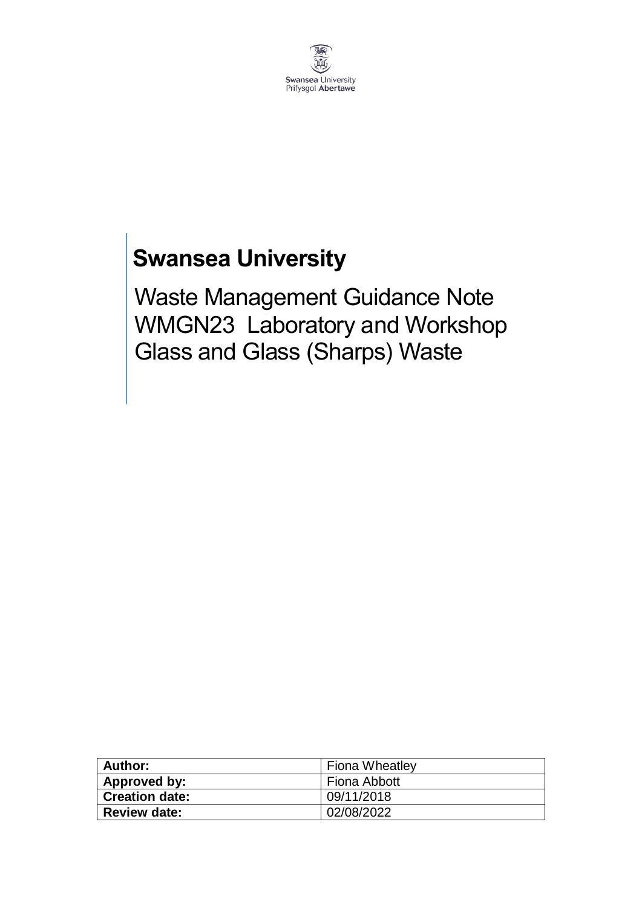Swansea University
Prifysgol Abertawe

# Swansea University

## Waste Management Guidance Note WMGN23 Laboratory and Workshop Glass and Glass (Sharps) Waste

| **Author:** | Fiona Wheatley |
|---|---|
| **Approved by:** | Fiona Abbott |
| **Creation date:** | 09/11/2018 |
| **Review date:** | 02/08/2022 |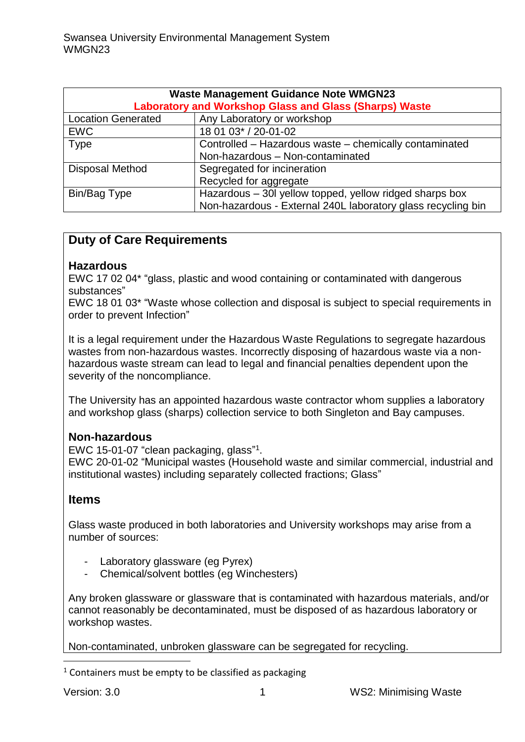| Waste Management Guidance Note WMGN23<br>**Laboratory and Workshop Glass and Glass (Sharps) Waste** | |
|---|---|
| Location Generated | Any Laboratory or workshop |
| EWC | 18 01 03* / 20-01-02 |
| Type | Controlled – Hazardous waste – chemically contaminated<br>Non-hazardous – Non-contaminated |
| Disposal Method | Segregated for incineration<br>Recycled for aggregate |
| Bin/Bag Type | Hazardous – 30l yellow topped, yellow ridged sharps box<br>Non-hazardous - External 240L laboratory glass recycling bin |

## Duty of Care Requirements

### Hazardous

EWC 17 02 04* "glass, plastic and wood containing or contaminated with dangerous substances"
EWC 18 01 03* "Waste whose collection and disposal is subject to special requirements in order to prevent Infection"

It is a legal requirement under the Hazardous Waste Regulations to segregate hazardous wastes from non-hazardous wastes. Incorrectly disposing of hazardous waste via a non-hazardous waste stream can lead to legal and financial penalties dependent upon the severity of the noncompliance.

The University has an appointed hazardous waste contractor whom supplies a laboratory and workshop glass (sharps) collection service to both Singleton and Bay campuses.

### Non-hazardous

EWC 15-01-07 "clean packaging, glass"[1].
EWC 20-01-02 "Municipal wastes (Household waste and similar commercial, industrial and institutional wastes) including separately collected fractions; Glass"

## Items

Glass waste produced in both laboratories and University workshops may arise from a number of sources:

- Laboratory glassware (eg Pyrex)
- Chemical/solvent bottles (eg Winchesters)

Any broken glassware or glassware that is contaminated with hazardous materials, and/or cannot reasonably be decontaminated, must be disposed of as hazardous laboratory or workshop wastes.

Non-contaminated, unbroken glassware can be segregated for recycling.

[1] Containers must be empty to be classified as packaging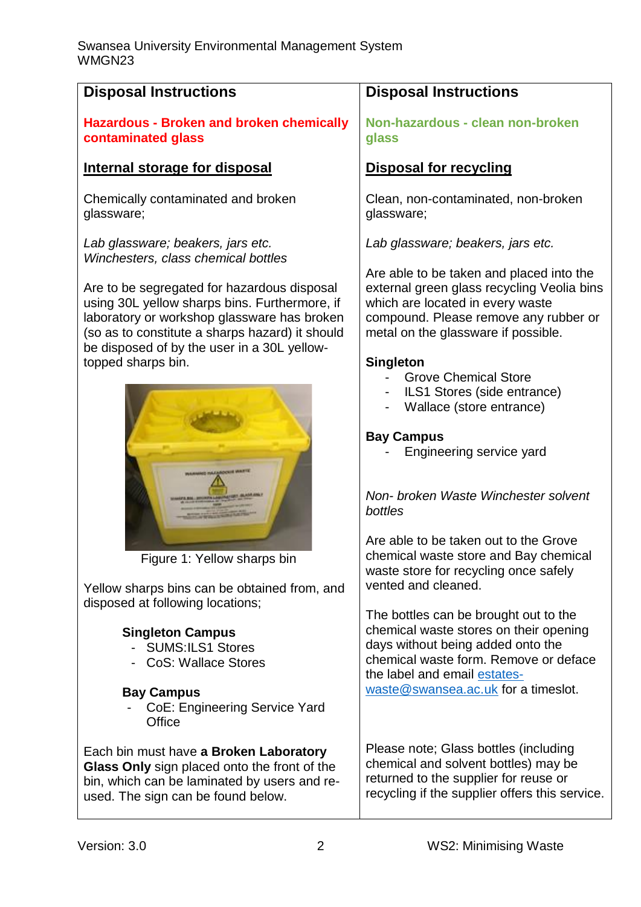## Disposal Instructions

### Hazardous - Broken and broken chemically contaminated glass

**Internal storage for disposal**

Chemically contaminated and broken glassware;

*Lab glassware; beakers, jars etc.*
*Winchesters, class chemical bottles*

Are to be segregated for hazardous disposal using 30L yellow sharps bins. Furthermore, if laboratory or workshop glassware has broken (so as to constitute a sharps hazard) it should be disposed of by the user in a 30L yellow-topped sharps bin.

Figure 1: Yellow sharps bin

Yellow sharps bins can be obtained from, and disposed at following locations;

**Singleton Campus**
- SUMS:ILS1 Stores
- CoS: Wallace Stores

**Bay Campus**
- CoE: Engineering Service Yard Office

Each bin must have **a Broken Laboratory Glass Only** sign placed onto the front of the bin, which can be laminated by users and re-used. The sign can be found below.

## Disposal Instructions

### Non-hazardous - clean non-broken glass

**Disposal for recycling**

Clean, non-contaminated, non-broken glassware;

*Lab glassware; beakers, jars etc.*

Are able to be taken and placed into the external green glass recycling Veolia bins which are located in every waste compound. Please remove any rubber or metal on the glassware if possible.

**Singleton**
- Grove Chemical Store
- ILS1 Stores (side entrance)
- Wallace (store entrance)

**Bay Campus**
- Engineering service yard

*Non- broken Waste Winchester solvent bottles*

Are able to be taken out to the Grove chemical waste store and Bay chemical waste store for recycling once safely vented and cleaned.

The bottles can be brought out to the chemical waste stores on their opening days without being added onto the chemical waste form. Remove or deface the label and email estates-waste@swansea.ac.uk for a timeslot.

Please note; Glass bottles (including chemical and solvent bottles) may be returned to the supplier for reuse or recycling if the supplier offers this service.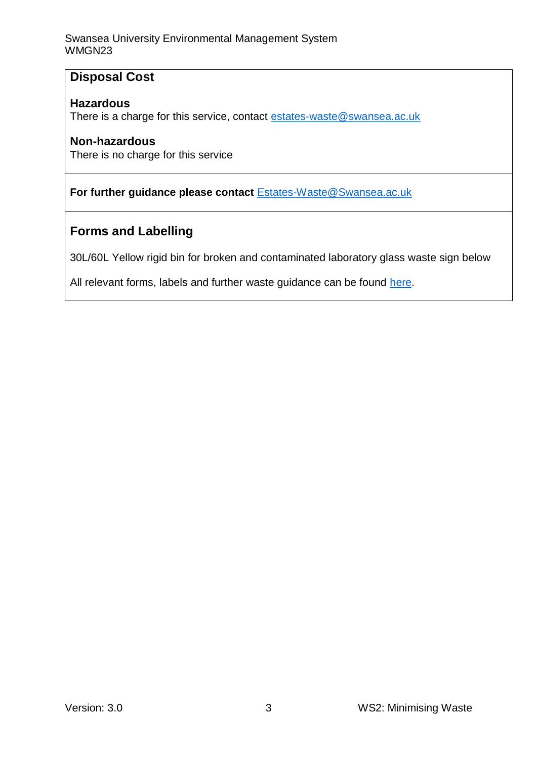## Disposal Cost

### Hazardous

There is a charge for this service, contact estates-waste@swansea.ac.uk

### Non-hazardous

There is no charge for this service

**For further guidance please contact** Estates-Waste@Swansea.ac.uk

## Forms and Labelling

30L/60L Yellow rigid bin for broken and contaminated laboratory glass waste sign below

All relevant forms, labels and further waste guidance can be found here.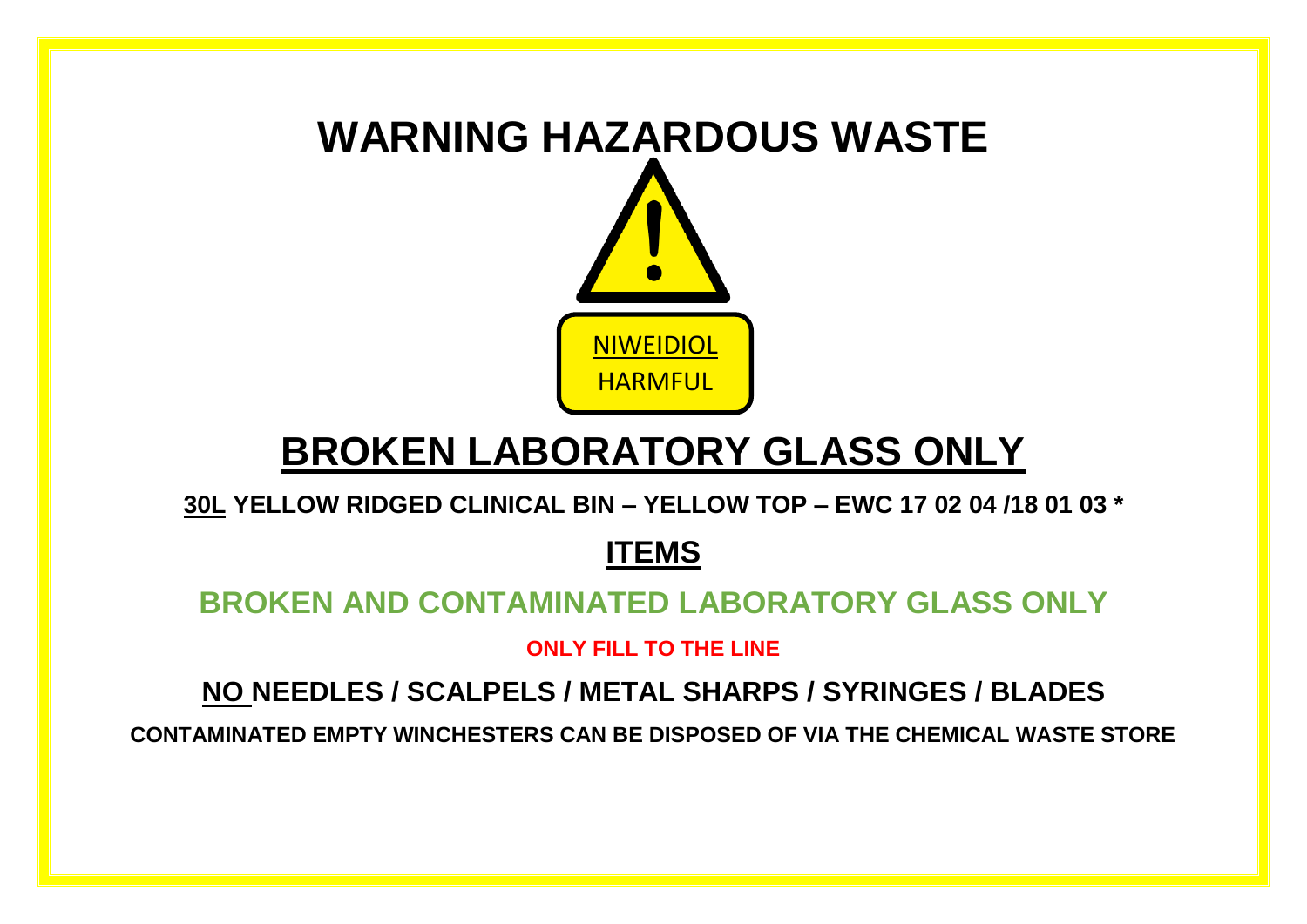# WARNING HAZARDOUS WASTE

NIWEIDIOL
HARMFUL

# BROKEN LABORATORY GLASS ONLY

**30L YELLOW RIDGED CLINICAL BIN – YELLOW TOP – EWC 17 02 04 /18 01 03 ***

## ITEMS

**BROKEN AND CONTAMINATED LABORATORY GLASS ONLY**

**ONLY FILL TO THE LINE**

**NO NEEDLES / SCALPELS / METAL SHARPS / SYRINGES / BLADES**

**CONTAMINATED EMPTY WINCHESTERS CAN BE DISPOSED OF VIA THE CHEMICAL WASTE STORE**